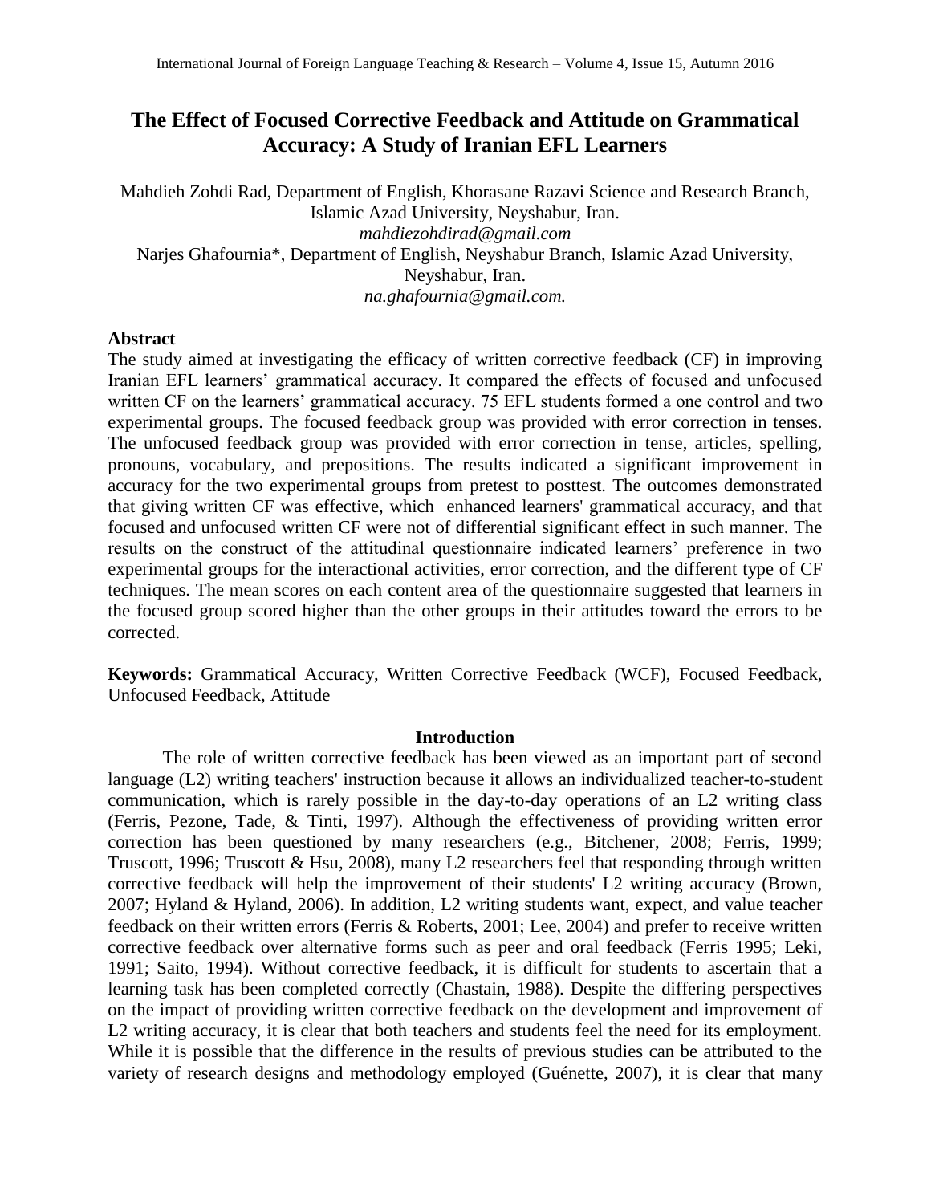# The Effect of Focused Corrective Feedback and Attitude on Grammatical Accuracy: A Study of Iranian EFL Learners

Mahdieh Zohdi Rad, Department of English, Khorasane Razavi Science and Research Branch, Islamic Azad University, Neyshabur, Iran.
*mahdiezohdirad@gmail.com*
Narjes Ghafournia*, Department of English, Neyshabur Branch, Islamic Azad University, Neyshabur, Iran.
*na.ghafournia@gmail.com.*

## Abstract

The study aimed at investigating the efficacy of written corrective feedback (CF) in improving Iranian EFL learners' grammatical accuracy. It compared the effects of focused and unfocused written CF on the learners' grammatical accuracy. 75 EFL students formed a one control and two experimental groups. The focused feedback group was provided with error correction in tenses. The unfocused feedback group was provided with error correction in tense, articles, spelling, pronouns, vocabulary, and prepositions. The results indicated a significant improvement in accuracy for the two experimental groups from pretest to posttest. The outcomes demonstrated that giving written CF was effective, which enhanced learners' grammatical accuracy, and that focused and unfocused written CF were not of differential significant effect in such manner. The results on the construct of the attitudinal questionnaire indicated learners' preference in two experimental groups for the interactional activities, error correction, and the different type of CF techniques. The mean scores on each content area of the questionnaire suggested that learners in the focused group scored higher than the other groups in their attitudes toward the errors to be corrected.

**Keywords:** Grammatical Accuracy, Written Corrective Feedback (WCF), Focused Feedback, Unfocused Feedback, Attitude

## Introduction

The role of written corrective feedback has been viewed as an important part of second language (L2) writing teachers' instruction because it allows an individualized teacher-to-student communication, which is rarely possible in the day-to-day operations of an L2 writing class (Ferris, Pezone, Tade, & Tinti, 1997). Although the effectiveness of providing written error correction has been questioned by many researchers (e.g., Bitchener, 2008; Ferris, 1999; Truscott, 1996; Truscott & Hsu, 2008), many L2 researchers feel that responding through written corrective feedback will help the improvement of their students' L2 writing accuracy (Brown, 2007; Hyland & Hyland, 2006). In addition, L2 writing students want, expect, and value teacher feedback on their written errors (Ferris & Roberts, 2001; Lee, 2004) and prefer to receive written corrective feedback over alternative forms such as peer and oral feedback (Ferris 1995; Leki, 1991; Saito, 1994). Without corrective feedback, it is difficult for students to ascertain that a learning task has been completed correctly (Chastain, 1988). Despite the differing perspectives on the impact of providing written corrective feedback on the development and improvement of L2 writing accuracy, it is clear that both teachers and students feel the need for its employment. While it is possible that the difference in the results of previous studies can be attributed to the variety of research designs and methodology employed (Guénette, 2007), it is clear that many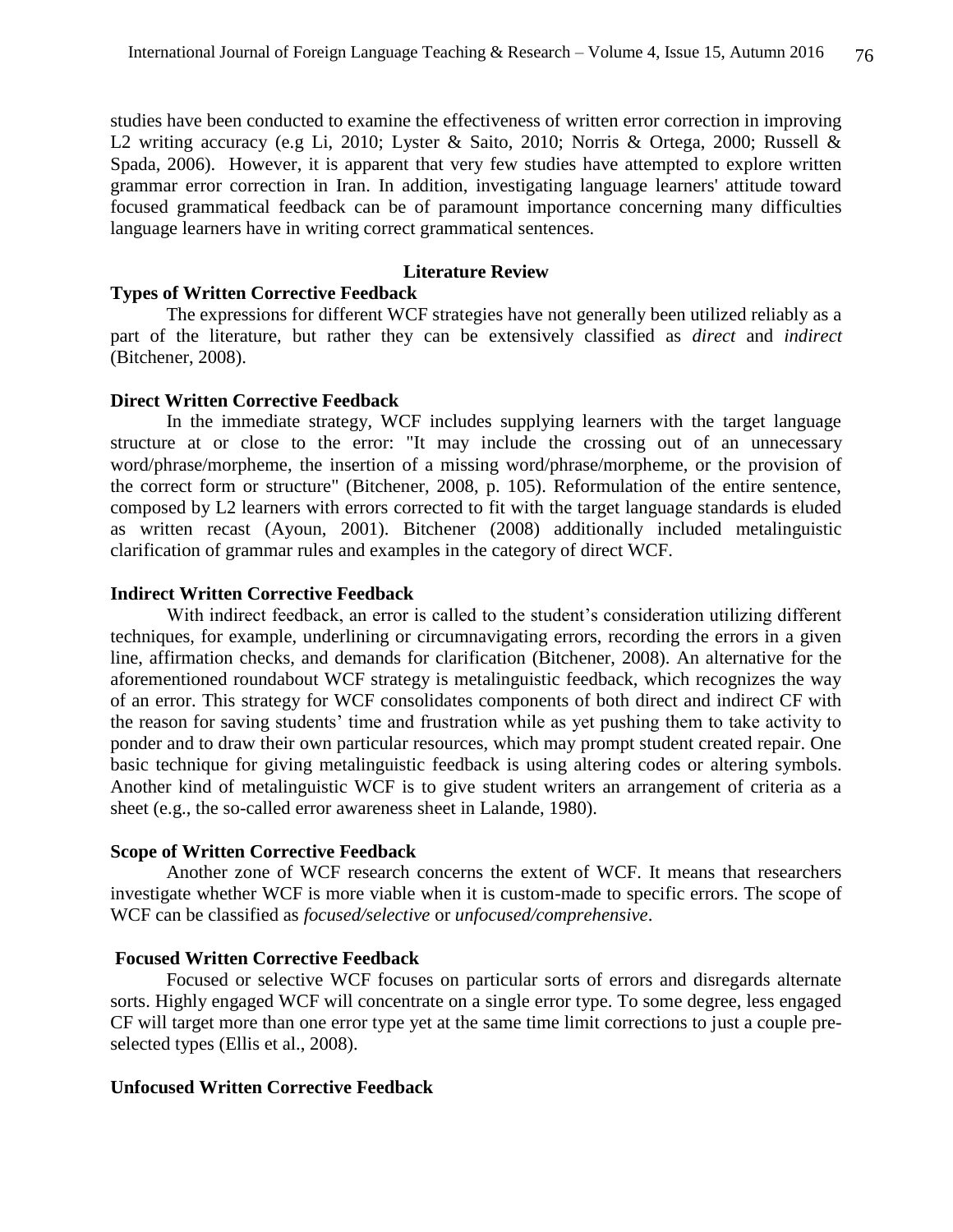studies have been conducted to examine the effectiveness of written error correction in improving L2 writing accuracy (e.g Li, 2010; Lyster & Saito, 2010; Norris & Ortega, 2000; Russell & Spada, 2006). However, it is apparent that very few studies have attempted to explore written grammar error correction in Iran. In addition, investigating language learners' attitude toward focused grammatical feedback can be of paramount importance concerning many difficulties language learners have in writing correct grammatical sentences.

## Literature Review

### Types of Written Corrective Feedback

The expressions for different WCF strategies have not generally been utilized reliably as a part of the literature, but rather they can be extensively classified as *direct* and *indirect* (Bitchener, 2008).

### Direct Written Corrective Feedback

In the immediate strategy, WCF includes supplying learners with the target language structure at or close to the error: "It may include the crossing out of an unnecessary word/phrase/morpheme, the insertion of a missing word/phrase/morpheme, or the provision of the correct form or structure" (Bitchener, 2008, p. 105). Reformulation of the entire sentence, composed by L2 learners with errors corrected to fit with the target language standards is eluded as written recast (Ayoun, 2001). Bitchener (2008) additionally included metalinguistic clarification of grammar rules and examples in the category of direct WCF.

### Indirect Written Corrective Feedback

With indirect feedback, an error is called to the student's consideration utilizing different techniques, for example, underlining or circumnavigating errors, recording the errors in a given line, affirmation checks, and demands for clarification (Bitchener, 2008). An alternative for the aforementioned roundabout WCF strategy is metalinguistic feedback, which recognizes the way of an error. This strategy for WCF consolidates components of both direct and indirect CF with the reason for saving students' time and frustration while as yet pushing them to take activity to ponder and to draw their own particular resources, which may prompt student created repair. One basic technique for giving metalinguistic feedback is using altering codes or altering symbols. Another kind of metalinguistic WCF is to give student writers an arrangement of criteria as a sheet (e.g., the so-called error awareness sheet in Lalande, 1980).

### Scope of Written Corrective Feedback

Another zone of WCF research concerns the extent of WCF. It means that researchers investigate whether WCF is more viable when it is custom-made to specific errors. The scope of WCF can be classified as *focused/selective* or *unfocused/comprehensive*.

### Focused Written Corrective Feedback

Focused or selective WCF focuses on particular sorts of errors and disregards alternate sorts. Highly engaged WCF will concentrate on a single error type. To some degree, less engaged CF will target more than one error type yet at the same time limit corrections to just a couple pre-selected types (Ellis et al., 2008).

### Unfocused Written Corrective Feedback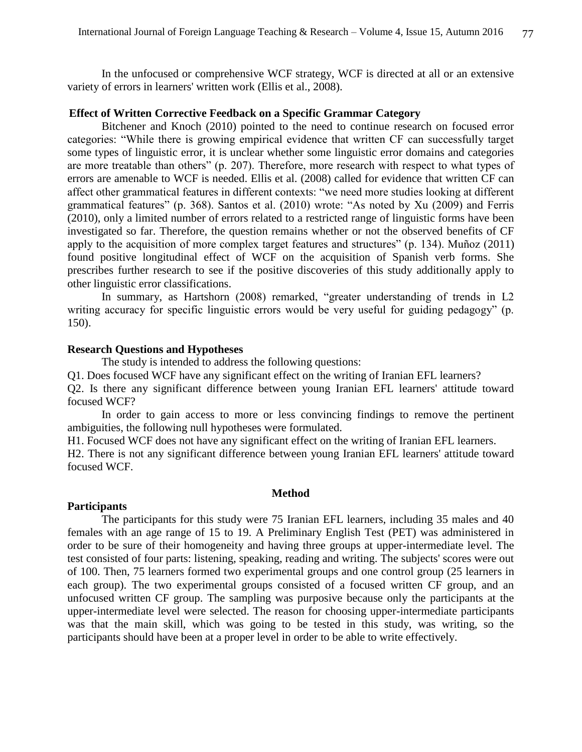In the unfocused or comprehensive WCF strategy, WCF is directed at all or an extensive variety of errors in learners' written work (Ellis et al., 2008).

## Effect of Written Corrective Feedback on a Specific Grammar Category

Bitchener and Knoch (2010) pointed to the need to continue research on focused error categories: "While there is growing empirical evidence that written CF can successfully target some types of linguistic error, it is unclear whether some linguistic error domains and categories are more treatable than others" (p. 207). Therefore, more research with respect to what types of errors are amenable to WCF is needed. Ellis et al. (2008) called for evidence that written CF can affect other grammatical features in different contexts: "we need more studies looking at different grammatical features" (p. 368). Santos et al. (2010) wrote: "As noted by Xu (2009) and Ferris (2010), only a limited number of errors related to a restricted range of linguistic forms have been investigated so far. Therefore, the question remains whether or not the observed benefits of CF apply to the acquisition of more complex target features and structures" (p. 134). Muñoz (2011) found positive longitudinal effect of WCF on the acquisition of Spanish verb forms. She prescribes further research to see if the positive discoveries of this study additionally apply to other linguistic error classifications.

In summary, as Hartshorn (2008) remarked, "greater understanding of trends in L2 writing accuracy for specific linguistic errors would be very useful for guiding pedagogy" (p. 150).

## Research Questions and Hypotheses

The study is intended to address the following questions:

Q1. Does focused WCF have any significant effect on the writing of Iranian EFL learners?

Q2. Is there any significant difference between young Iranian EFL learners' attitude toward focused WCF?

In order to gain access to more or less convincing findings to remove the pertinent ambiguities, the following null hypotheses were formulated.

H1. Focused WCF does not have any significant effect on the writing of Iranian EFL learners.

H2. There is not any significant difference between young Iranian EFL learners' attitude toward focused WCF.

# Method

## Participants

The participants for this study were 75 Iranian EFL learners, including 35 males and 40 females with an age range of 15 to 19. A Preliminary English Test (PET) was administered in order to be sure of their homogeneity and having three groups at upper-intermediate level. The test consisted of four parts: listening, speaking, reading and writing. The subjects' scores were out of 100. Then, 75 learners formed two experimental groups and one control group (25 learners in each group). The two experimental groups consisted of a focused written CF group, and an unfocused written CF group. The sampling was purposive because only the participants at the upper-intermediate level were selected. The reason for choosing upper-intermediate participants was that the main skill, which was going to be tested in this study, was writing, so the participants should have been at a proper level in order to be able to write effectively.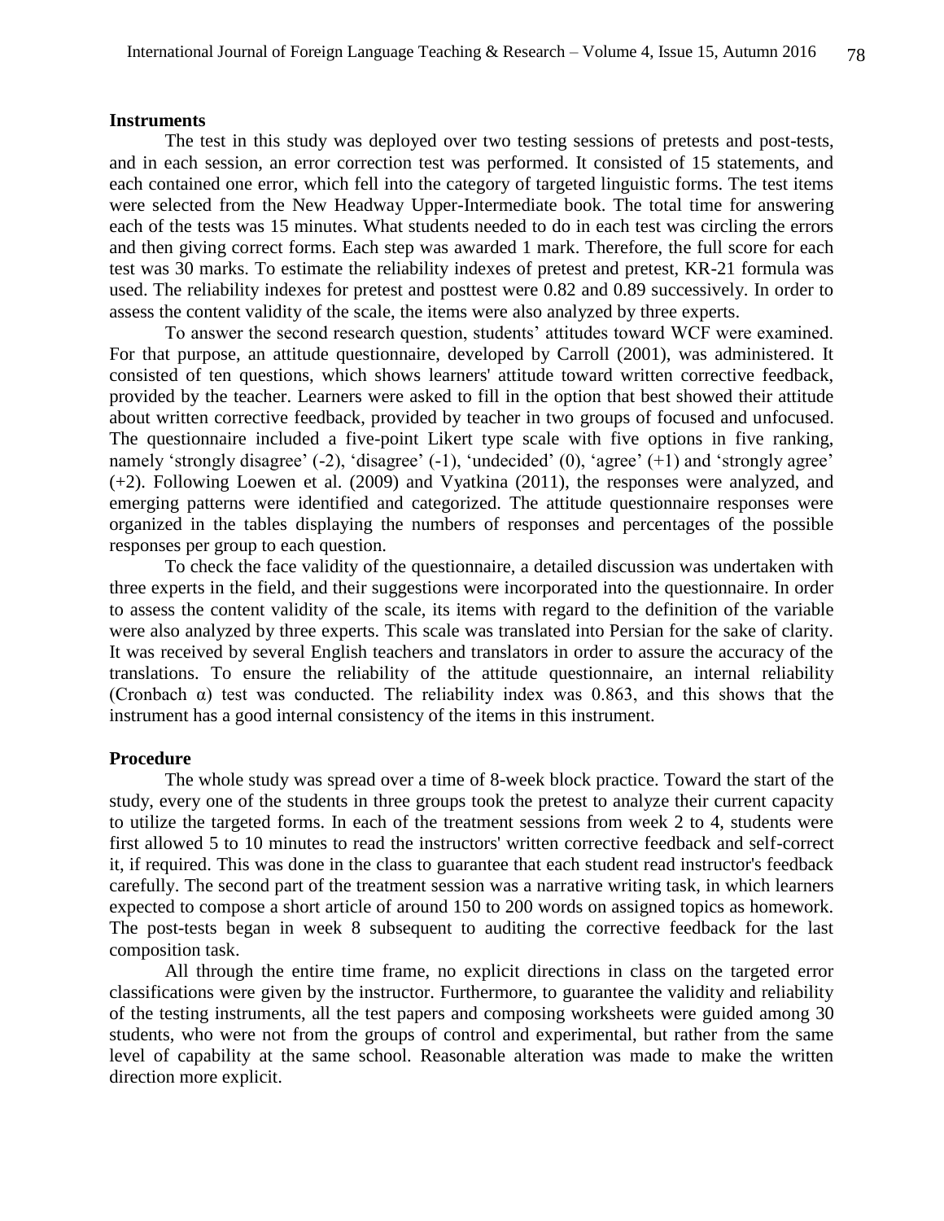**Instruments**

The test in this study was deployed over two testing sessions of pretests and post-tests, and in each session, an error correction test was performed. It consisted of 15 statements, and each contained one error, which fell into the category of targeted linguistic forms. The test items were selected from the New Headway Upper-Intermediate book. The total time for answering each of the tests was 15 minutes. What students needed to do in each test was circling the errors and then giving correct forms. Each step was awarded 1 mark. Therefore, the full score for each test was 30 marks. To estimate the reliability indexes of pretest and pretest, KR-21 formula was used. The reliability indexes for pretest and posttest were 0.82 and 0.89 successively. In order to assess the content validity of the scale, the items were also analyzed by three experts.

To answer the second research question, students' attitudes toward WCF were examined. For that purpose, an attitude questionnaire, developed by Carroll (2001), was administered. It consisted of ten questions, which shows learners' attitude toward written corrective feedback, provided by the teacher. Learners were asked to fill in the option that best showed their attitude about written corrective feedback, provided by teacher in two groups of focused and unfocused. The questionnaire included a five-point Likert type scale with five options in five ranking, namely 'strongly disagree' (-2), 'disagree' (-1), 'undecided' (0), 'agree' (+1) and 'strongly agree' (+2). Following Loewen et al. (2009) and Vyatkina (2011), the responses were analyzed, and emerging patterns were identified and categorized. The attitude questionnaire responses were organized in the tables displaying the numbers of responses and percentages of the possible responses per group to each question.

To check the face validity of the questionnaire, a detailed discussion was undertaken with three experts in the field, and their suggestions were incorporated into the questionnaire. In order to assess the content validity of the scale, its items with regard to the definition of the variable were also analyzed by three experts. This scale was translated into Persian for the sake of clarity. It was received by several English teachers and translators in order to assure the accuracy of the translations. To ensure the reliability of the attitude questionnaire, an internal reliability (Cronbach α) test was conducted. The reliability index was 0.863, and this shows that the instrument has a good internal consistency of the items in this instrument.

**Procedure**

The whole study was spread over a time of 8-week block practice. Toward the start of the study, every one of the students in three groups took the pretest to analyze their current capacity to utilize the targeted forms. In each of the treatment sessions from week 2 to 4, students were first allowed 5 to 10 minutes to read the instructors' written corrective feedback and self-correct it, if required. This was done in the class to guarantee that each student read instructor's feedback carefully. The second part of the treatment session was a narrative writing task, in which learners expected to compose a short article of around 150 to 200 words on assigned topics as homework. The post-tests began in week 8 subsequent to auditing the corrective feedback for the last composition task.

All through the entire time frame, no explicit directions in class on the targeted error classifications were given by the instructor. Furthermore, to guarantee the validity and reliability of the testing instruments, all the test papers and composing worksheets were guided among 30 students, who were not from the groups of control and experimental, but rather from the same level of capability at the same school. Reasonable alteration was made to make the written direction more explicit.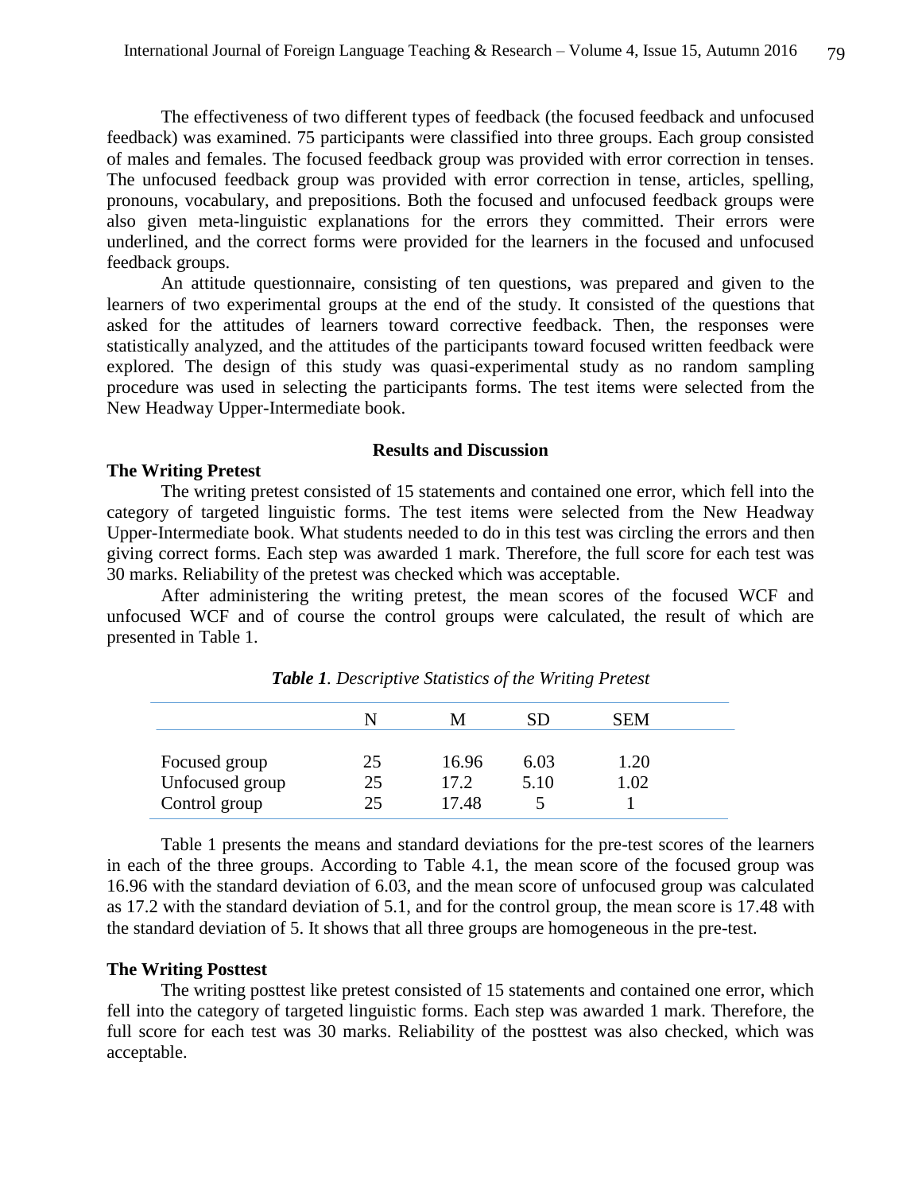The effectiveness of two different types of feedback (the focused feedback and unfocused feedback) was examined. 75 participants were classified into three groups. Each group consisted of males and females. The focused feedback group was provided with error correction in tenses. The unfocused feedback group was provided with error correction in tense, articles, spelling, pronouns, vocabulary, and prepositions. Both the focused and unfocused feedback groups were also given meta-linguistic explanations for the errors they committed. Their errors were underlined, and the correct forms were provided for the learners in the focused and unfocused feedback groups.

An attitude questionnaire, consisting of ten questions, was prepared and given to the learners of two experimental groups at the end of the study. It consisted of the questions that asked for the attitudes of learners toward corrective feedback. Then, the responses were statistically analyzed, and the attitudes of the participants toward focused written feedback were explored. The design of this study was quasi-experimental study as no random sampling procedure was used in selecting the participants forms. The test items were selected from the New Headway Upper-Intermediate book.

## Results and Discussion

### The Writing Pretest

The writing pretest consisted of 15 statements and contained one error, which fell into the category of targeted linguistic forms. The test items were selected from the New Headway Upper-Intermediate book. What students needed to do in this test was circling the errors and then giving correct forms. Each step was awarded 1 mark. Therefore, the full score for each test was 30 marks. Reliability of the pretest was checked which was acceptable.

After administering the writing pretest, the mean scores of the focused WCF and unfocused WCF and of course the control groups were calculated, the result of which are presented in Table 1.

***Table 1**. Descriptive Statistics of the Writing Pretest*

| | N | M | SD | SEM |
|---|---|---|---|---|
| Focused group | 25 | 16.96 | 6.03 | 1.20 |
| Unfocused group | 25 | 17.2 | 5.10 | 1.02 |
| Control group | 25 | 17.48 | 5 | 1 |

Table 1 presents the means and standard deviations for the pre-test scores of the learners in each of the three groups. According to Table 4.1, the mean score of the focused group was 16.96 with the standard deviation of 6.03, and the mean score of unfocused group was calculated as 17.2 with the standard deviation of 5.1, and for the control group, the mean score is 17.48 with the standard deviation of 5. It shows that all three groups are homogeneous in the pre-test.

### The Writing Posttest

The writing posttest like pretest consisted of 15 statements and contained one error, which fell into the category of targeted linguistic forms. Each step was awarded 1 mark. Therefore, the full score for each test was 30 marks. Reliability of the posttest was also checked, which was acceptable.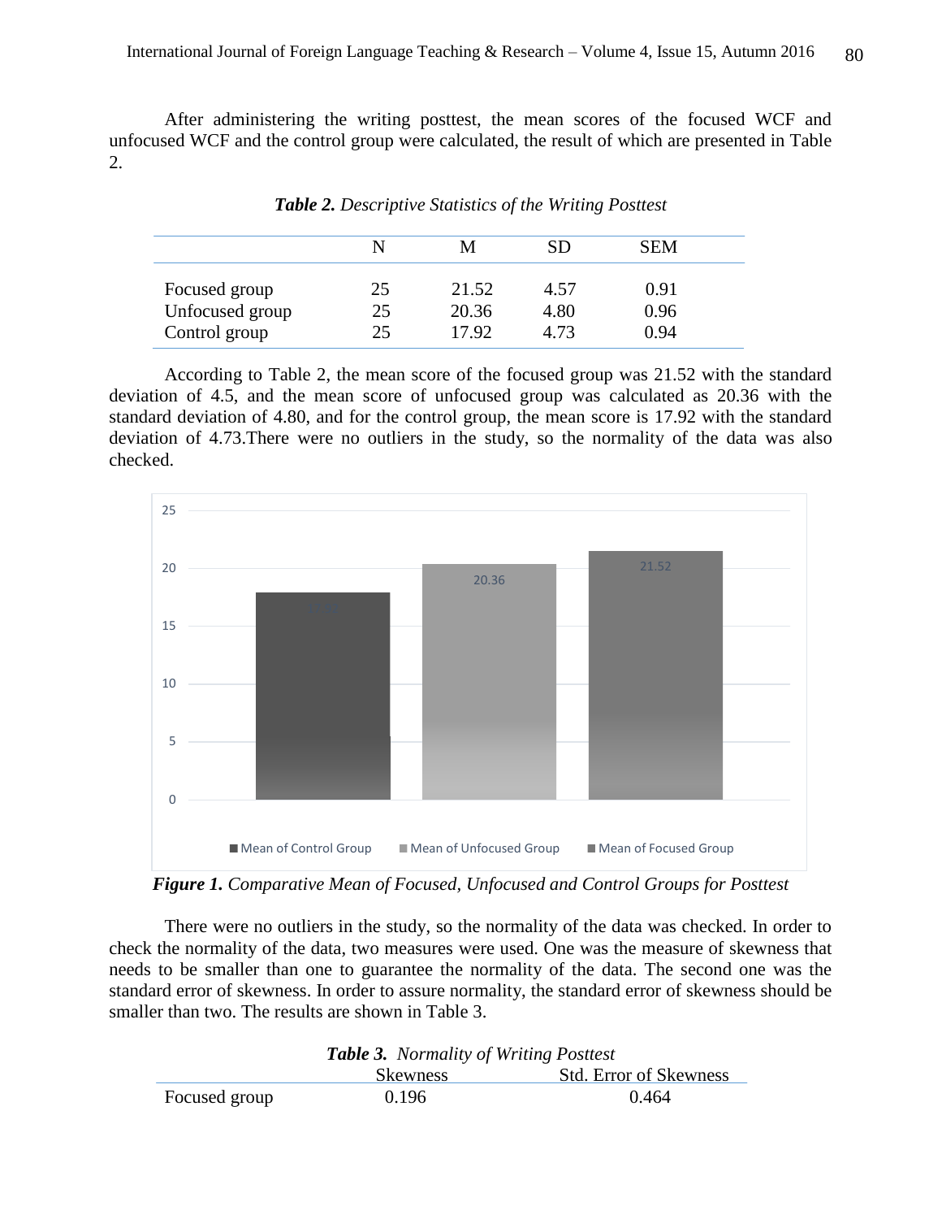After administering the writing posttest, the mean scores of the focused WCF and unfocused WCF and the control group were calculated, the result of which are presented in Table 2.

***Table 2.*** *Descriptive Statistics of the Writing Posttest*

| | N | M | SD | SEM |
|---|---|---|---|---|
| Focused group | 25 | 21.52 | 4.57 | 0.91 |
| Unfocused group | 25 | 20.36 | 4.80 | 0.96 |
| Control group | 25 | 17.92 | 4.73 | 0.94 |

According to Table 2, the mean score of the focused group was 21.52 with the standard deviation of 4.5, and the mean score of unfocused group was calculated as 20.36 with the standard deviation of 4.80, and for the control group, the mean score is 17.92 with the standard deviation of 4.73.There were no outliers in the study, so the normality of the data was also checked.

***Figure 1.*** *Comparative Mean of Focused, Unfocused and Control Groups for Posttest*

There were no outliers in the study, so the normality of the data was checked. In order to check the normality of the data, two measures were used. One was the measure of skewness that needs to be smaller than one to guarantee the normality of the data. The second one was the standard error of skewness. In order to assure normality, the standard error of skewness should be smaller than two. The results are shown in Table 3.

***Table 3.*** *Normality of Writing Posttest*

| | Skewness | Std. Error of Skewness |
|---|---|---|
| Focused group | 0.196 | 0.464 |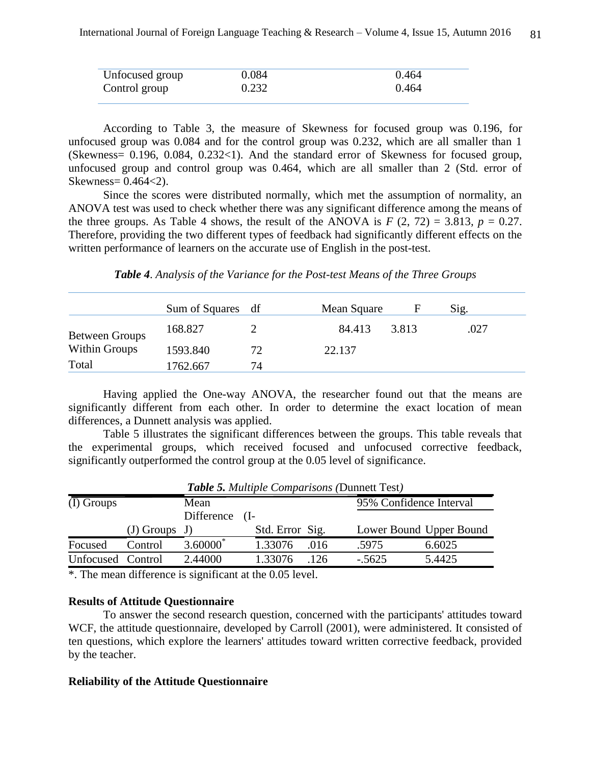| | | |
|---|---|---|
| Unfocused group | 0.084 | 0.464 |
| Control group | 0.232 | 0.464 |

According to Table 3, the measure of Skewness for focused group was 0.196, for unfocused group was 0.084 and for the control group was 0.232, which are all smaller than 1 (Skewness= 0.196, 0.084, 0.232<1). And the standard error of Skewness for focused group, unfocused group and control group was 0.464, which are all smaller than 2 (Std. error of Skewness= 0.464<2).

Since the scores were distributed normally, which met the assumption of normality, an ANOVA test was used to check whether there was any significant difference among the means of the three groups. As Table 4 shows, the result of the ANOVA is $F$ (2, 72) = 3.813, $p$ = 0.27. Therefore, providing the two different types of feedback had significantly different effects on the written performance of learners on the accurate use of English in the post-test.

***Table 4****. Analysis of the Variance for the Post-test Means of the Three Groups*

| | Sum of Squares | df | Mean Square | F | Sig. |
|---|---|---|---|---|---|
| Between Groups | 168.827 | 2 | 84.413 | 3.813 | .027 |
| Within Groups | 1593.840 | 72 | 22.137 | | |
| Total | 1762.667 | 74 | | | |

Having applied the One-way ANOVA, the researcher found out that the means are significantly different from each other. In order to determine the exact location of mean differences, a Dunnett analysis was applied.

Table 5 illustrates the significant differences between the groups. This table reveals that the experimental groups, which received focused and unfocused corrective feedback, significantly outperformed the control group at the 0.05 level of significance.

***Table 5.*** *Multiple Comparisons (*Dunnett Test*)*

| (I) Groups | (J) Groups | Mean Difference (I-J) | Std. Error | Sig. | 95% Confidence Interval Lower Bound | 95% Confidence Interval Upper Bound |
|---|---|---|---|---|---|---|
| Focused | Control | 3.60000* | 1.33076 | .016 | .5975 | 6.6025 |
| Unfocused | Control | 2.44000 | 1.33076 | .126 | -.5625 | 5.4425 |

*. The mean difference is significant at the 0.05 level.

**Results of Attitude Questionnaire**

To answer the second research question, concerned with the participants' attitudes toward WCF, the attitude questionnaire, developed by Carroll (2001), were administered. It consisted of ten questions, which explore the learners' attitudes toward written corrective feedback, provided by the teacher.

**Reliability of the Attitude Questionnaire**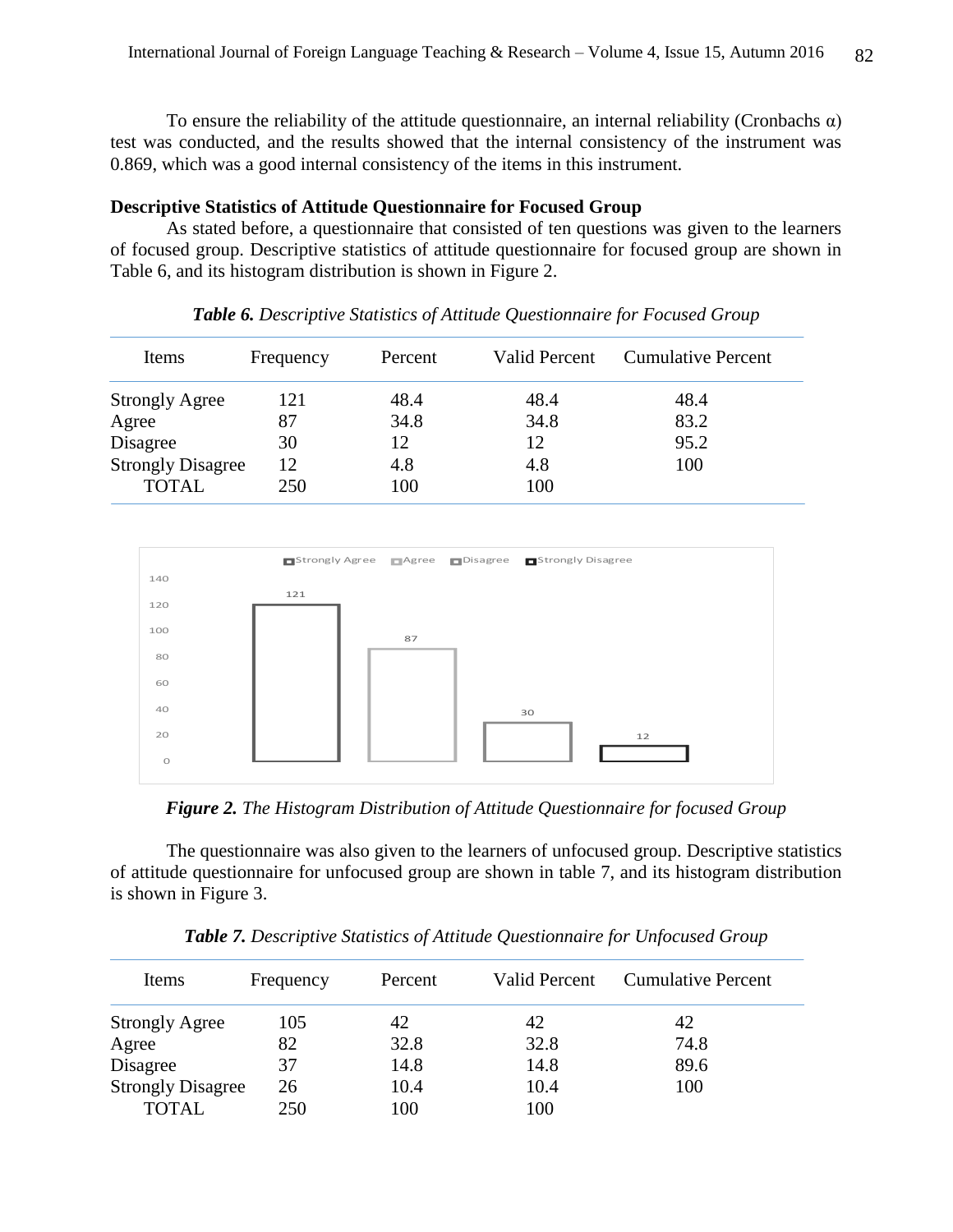To ensure the reliability of the attitude questionnaire, an internal reliability (Cronbachs α) test was conducted, and the results showed that the internal consistency of the instrument was 0.869, which was a good internal consistency of the items in this instrument.

**Descriptive Statistics of Attitude Questionnaire for Focused Group**

As stated before, a questionnaire that consisted of ten questions was given to the learners of focused group. Descriptive statistics of attitude questionnaire for focused group are shown in Table 6, and its histogram distribution is shown in Figure 2.

***Table 6.*** *Descriptive Statistics of Attitude Questionnaire for Focused Group*

| Items | Frequency | Percent | Valid Percent | Cumulative Percent |
|---|---|---|---|---|
| Strongly Agree | 121 | 48.4 | 48.4 | 48.4 |
| Agree | 87 | 34.8 | 34.8 | 83.2 |
| Disagree | 30 | 12 | 12 | 95.2 |
| Strongly Disagree | 12 | 4.8 | 4.8 | 100 |
| TOTAL | 250 | 100 | 100 | |

***Figure 2.*** *The Histogram Distribution of Attitude Questionnaire for focused Group*

The questionnaire was also given to the learners of unfocused group. Descriptive statistics of attitude questionnaire for unfocused group are shown in table 7, and its histogram distribution is shown in Figure 3.

***Table 7.*** *Descriptive Statistics of Attitude Questionnaire for Unfocused Group*

| Items | Frequency | Percent | Valid Percent | Cumulative Percent |
|---|---|---|---|---|
| Strongly Agree | 105 | 42 | 42 | 42 |
| Agree | 82 | 32.8 | 32.8 | 74.8 |
| Disagree | 37 | 14.8 | 14.8 | 89.6 |
| Strongly Disagree | 26 | 10.4 | 10.4 | 100 |
| TOTAL | 250 | 100 | 100 | |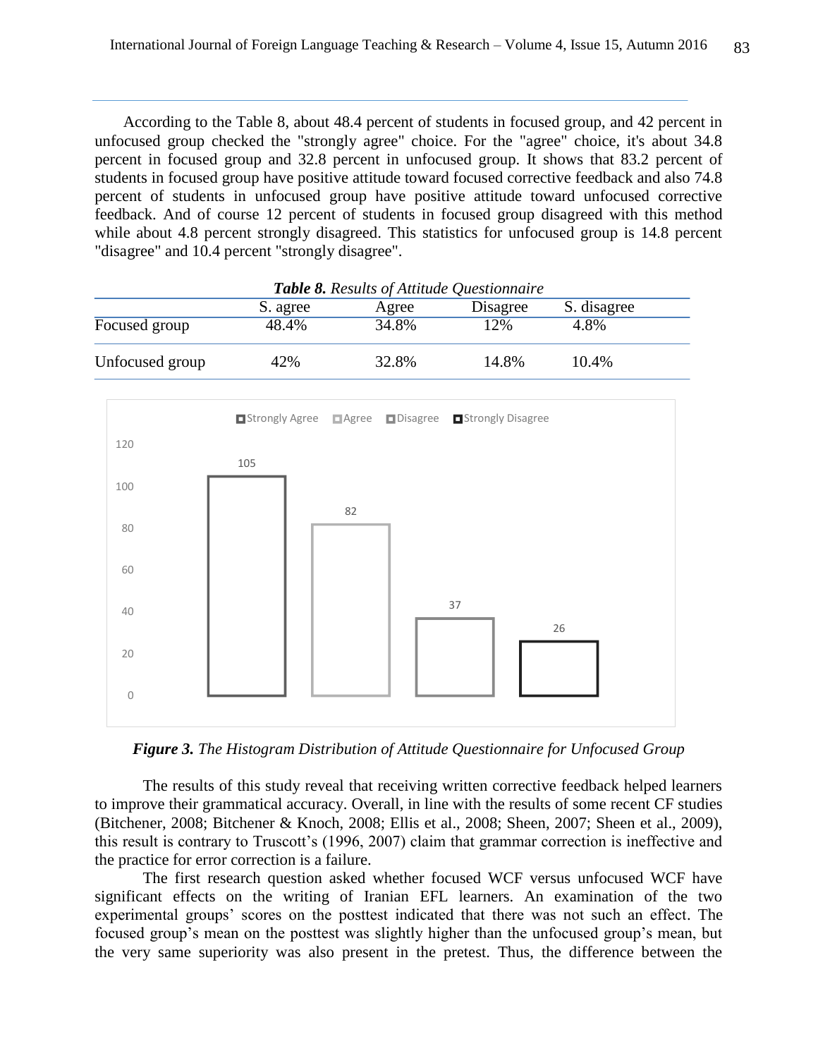According to the Table 8, about 48.4 percent of students in focused group, and 42 percent in unfocused group checked the "strongly agree" choice. For the "agree" choice, it's about 34.8 percent in focused group and 32.8 percent in unfocused group. It shows that 83.2 percent of students in focused group have positive attitude toward focused corrective feedback and also 74.8 percent of students in unfocused group have positive attitude toward unfocused corrective feedback. And of course 12 percent of students in focused group disagreed with this method while about 4.8 percent strongly disagreed. This statistics for unfocused group is 14.8 percent "disagree" and 10.4 percent "strongly disagree".

***Table 8.*** *Results of Attitude Questionnaire*

| | S. agree | Agree | Disagree | S. disagree |
|---|---|---|---|---|
| Focused group | 48.4% | 34.8% | 12% | 4.8% |
| Unfocused group | 42% | 32.8% | 14.8% | 10.4% |

| | Strongly Agree | Agree | Disagree | Strongly Disagree |
|---|---|---|---|---|
| Count | 105 | 82 | 37 | 26 |

***Figure 3.*** *The Histogram Distribution of Attitude Questionnaire for Unfocused Group*

The results of this study reveal that receiving written corrective feedback helped learners to improve their grammatical accuracy. Overall, in line with the results of some recent CF studies (Bitchener, 2008; Bitchener & Knoch, 2008; Ellis et al., 2008; Sheen, 2007; Sheen et al., 2009), this result is contrary to Truscott's (1996, 2007) claim that grammar correction is ineffective and the practice for error correction is a failure.

The first research question asked whether focused WCF versus unfocused WCF have significant effects on the writing of Iranian EFL learners. An examination of the two experimental groups' scores on the posttest indicated that there was not such an effect. The focused group's mean on the posttest was slightly higher than the unfocused group's mean, but the very same superiority was also present in the pretest. Thus, the difference between the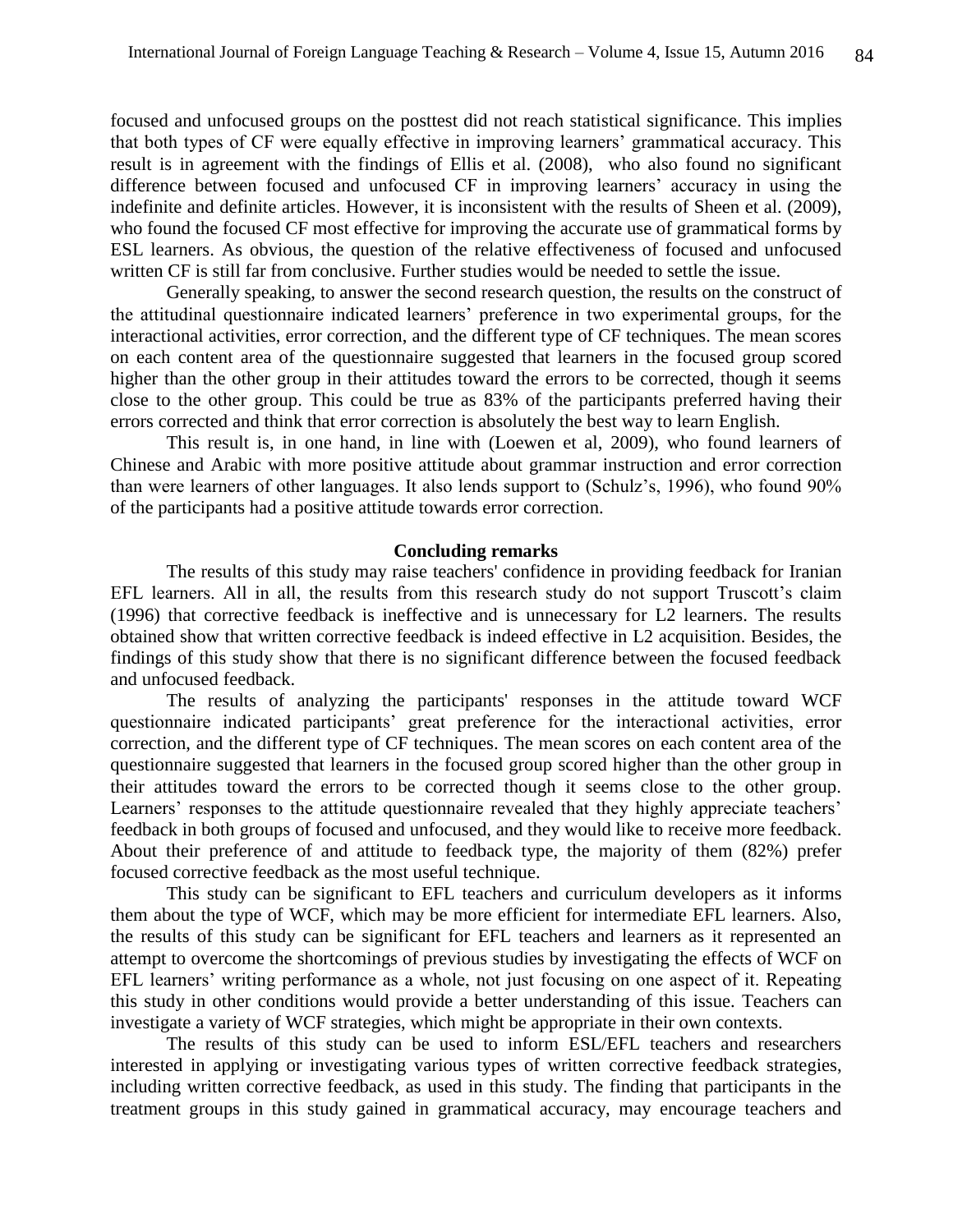focused and unfocused groups on the posttest did not reach statistical significance. This implies that both types of CF were equally effective in improving learners' grammatical accuracy. This result is in agreement with the findings of Ellis et al. (2008), who also found no significant difference between focused and unfocused CF in improving learners' accuracy in using the indefinite and definite articles. However, it is inconsistent with the results of Sheen et al. (2009), who found the focused CF most effective for improving the accurate use of grammatical forms by ESL learners. As obvious, the question of the relative effectiveness of focused and unfocused written CF is still far from conclusive. Further studies would be needed to settle the issue.

Generally speaking, to answer the second research question, the results on the construct of the attitudinal questionnaire indicated learners' preference in two experimental groups, for the interactional activities, error correction, and the different type of CF techniques. The mean scores on each content area of the questionnaire suggested that learners in the focused group scored higher than the other group in their attitudes toward the errors to be corrected, though it seems close to the other group. This could be true as 83% of the participants preferred having their errors corrected and think that error correction is absolutely the best way to learn English.

This result is, in one hand, in line with (Loewen et al, 2009), who found learners of Chinese and Arabic with more positive attitude about grammar instruction and error correction than were learners of other languages. It also lends support to (Schulz's, 1996), who found 90% of the participants had a positive attitude towards error correction.

## Concluding remarks

The results of this study may raise teachers' confidence in providing feedback for Iranian EFL learners. All in all, the results from this research study do not support Truscott's claim (1996) that corrective feedback is ineffective and is unnecessary for L2 learners. The results obtained show that written corrective feedback is indeed effective in L2 acquisition. Besides, the findings of this study show that there is no significant difference between the focused feedback and unfocused feedback.

The results of analyzing the participants' responses in the attitude toward WCF questionnaire indicated participants' great preference for the interactional activities, error correction, and the different type of CF techniques. The mean scores on each content area of the questionnaire suggested that learners in the focused group scored higher than the other group in their attitudes toward the errors to be corrected though it seems close to the other group. Learners' responses to the attitude questionnaire revealed that they highly appreciate teachers' feedback in both groups of focused and unfocused, and they would like to receive more feedback. About their preference of and attitude to feedback type, the majority of them (82%) prefer focused corrective feedback as the most useful technique.

This study can be significant to EFL teachers and curriculum developers as it informs them about the type of WCF, which may be more efficient for intermediate EFL learners. Also, the results of this study can be significant for EFL teachers and learners as it represented an attempt to overcome the shortcomings of previous studies by investigating the effects of WCF on EFL learners' writing performance as a whole, not just focusing on one aspect of it. Repeating this study in other conditions would provide a better understanding of this issue. Teachers can investigate a variety of WCF strategies, which might be appropriate in their own contexts.

The results of this study can be used to inform ESL/EFL teachers and researchers interested in applying or investigating various types of written corrective feedback strategies, including written corrective feedback, as used in this study. The finding that participants in the treatment groups in this study gained in grammatical accuracy, may encourage teachers and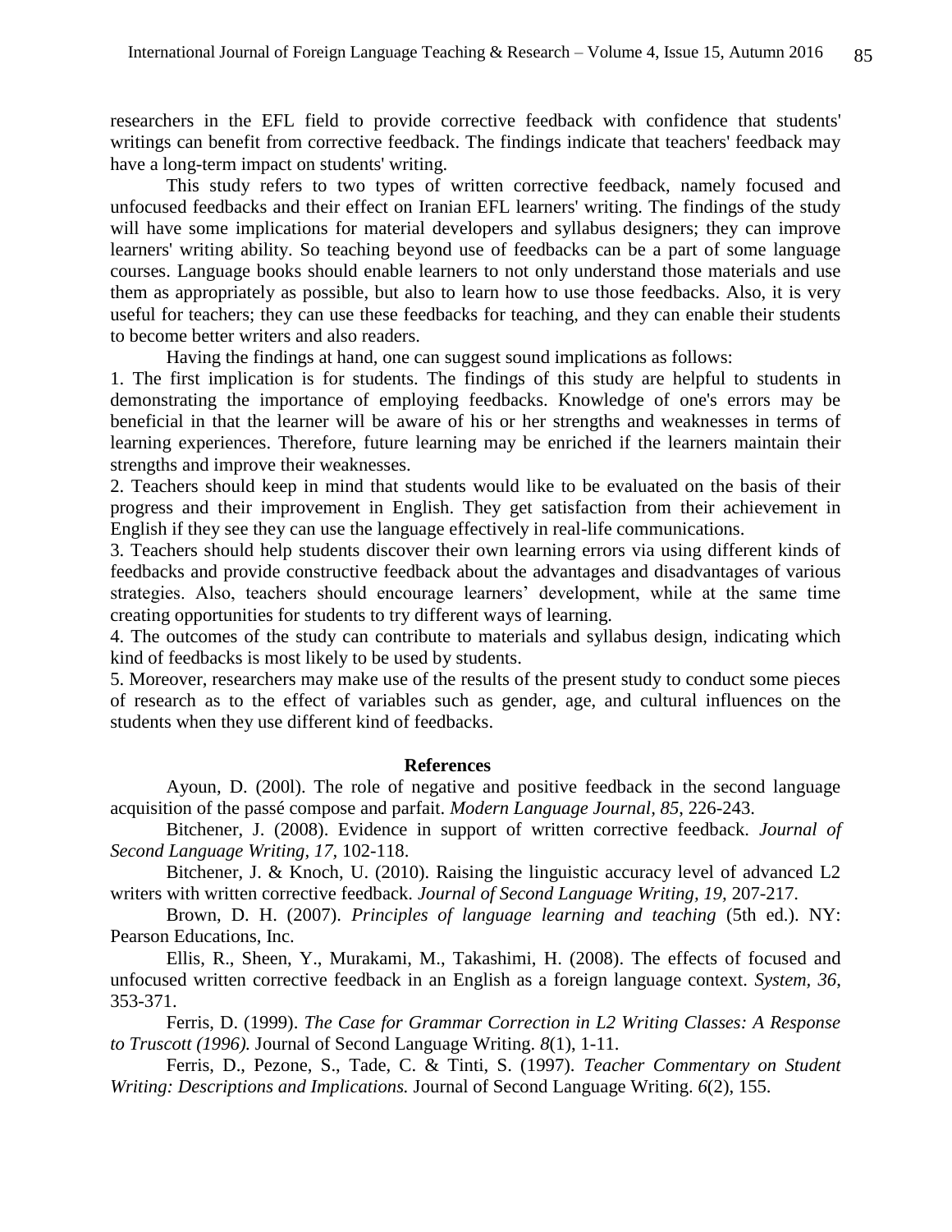researchers in the EFL field to provide corrective feedback with confidence that students' writings can benefit from corrective feedback. The findings indicate that teachers' feedback may have a long-term impact on students' writing.

This study refers to two types of written corrective feedback, namely focused and unfocused feedbacks and their effect on Iranian EFL learners' writing. The findings of the study will have some implications for material developers and syllabus designers; they can improve learners' writing ability. So teaching beyond use of feedbacks can be a part of some language courses. Language books should enable learners to not only understand those materials and use them as appropriately as possible, but also to learn how to use those feedbacks. Also, it is very useful for teachers; they can use these feedbacks for teaching, and they can enable their students to become better writers and also readers.

Having the findings at hand, one can suggest sound implications as follows:

1. The first implication is for students. The findings of this study are helpful to students in demonstrating the importance of employing feedbacks. Knowledge of one's errors may be beneficial in that the learner will be aware of his or her strengths and weaknesses in terms of learning experiences. Therefore, future learning may be enriched if the learners maintain their strengths and improve their weaknesses.
2. Teachers should keep in mind that students would like to be evaluated on the basis of their progress and their improvement in English. They get satisfaction from their achievement in English if they see they can use the language effectively in real-life communications.
3. Teachers should help students discover their own learning errors via using different kinds of feedbacks and provide constructive feedback about the advantages and disadvantages of various strategies. Also, teachers should encourage learners' development, while at the same time creating opportunities for students to try different ways of learning.
4. The outcomes of the study can contribute to materials and syllabus design, indicating which kind of feedbacks is most likely to be used by students.
5. Moreover, researchers may make use of the results of the present study to conduct some pieces of research as to the effect of variables such as gender, age, and cultural influences on the students when they use different kind of feedbacks.

## References

Ayoun, D. (200l). The role of negative and positive feedback in the second language acquisition of the passé compose and parfait. *Modern Language Journal*, *85*, 226-243.

Bitchener, J. (2008). Evidence in support of written corrective feedback. *Journal of Second Language Writing*, *17*, 102-118.

Bitchener, J. & Knoch, U. (2010). Raising the linguistic accuracy level of advanced L2 writers with written corrective feedback. *Journal of Second Language Writing*, *19*, 207-217.

Brown, D. H. (2007). *Principles of language learning and teaching* (5th ed.). NY: Pearson Educations, Inc.

Ellis, R., Sheen, Y., Murakami, M., Takashimi, H. (2008). The effects of focused and unfocused written corrective feedback in an English as a foreign language context. *System*, *36*, 353-371.

Ferris, D. (1999). *The Case for Grammar Correction in L2 Writing Classes: A Response to Truscott (1996).* Journal of Second Language Writing. *8*(1), 1-11.

Ferris, D., Pezone, S., Tade, C. & Tinti, S. (1997). *Teacher Commentary on Student Writing: Descriptions and Implications.* Journal of Second Language Writing. *6*(2), 155.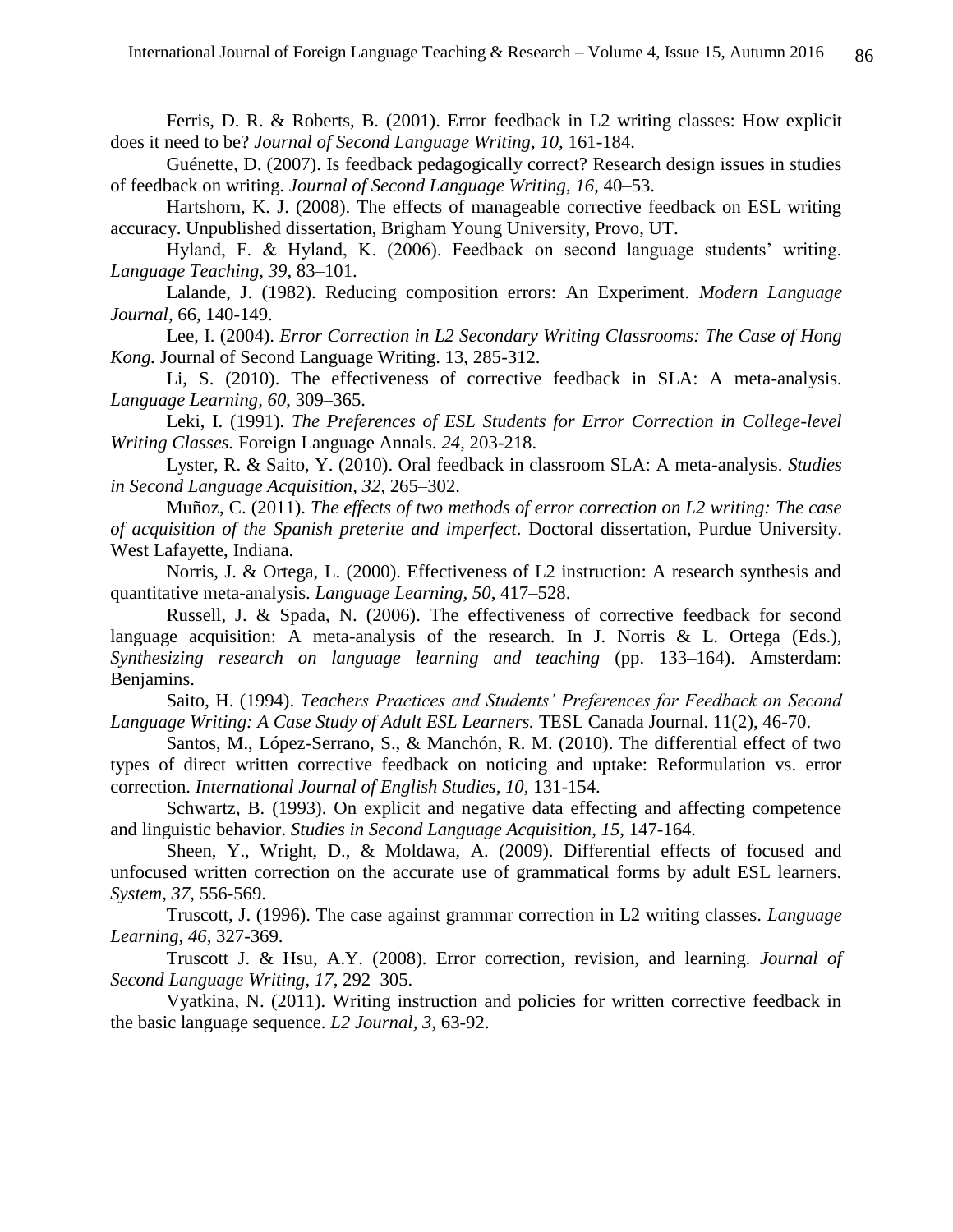Ferris, D. R. & Roberts, B. (2001). Error feedback in L2 writing classes: How explicit does it need to be? *Journal of Second Language Writing, 10,* 161-184.

Guénette, D. (2007). Is feedback pedagogically correct? Research design issues in studies of feedback on writing. *Journal of Second Language Writing*, *16*, 40–53.

Hartshorn, K. J. (2008). The effects of manageable corrective feedback on ESL writing accuracy. Unpublished dissertation, Brigham Young University, Provo, UT.

Hyland, F. & Hyland, K. (2006). Feedback on second language students' writing. *Language Teaching, 39*, 83–101.

Lalande, J. (1982). Reducing composition errors: An Experiment. *Modern Language Journal,* 66, 140-149.

Lee, I. (2004). *Error Correction in L2 Secondary Writing Classrooms: The Case of Hong Kong.* Journal of Second Language Writing. 13, 285-312.

Li, S. (2010). The effectiveness of corrective feedback in SLA: A meta-analysis. *Language Learning, 60*, 309–365.

Leki, I. (1991). *The Preferences of ESL Students for Error Correction in College-level Writing Classes.* Foreign Language Annals. *24*, 203-218.

Lyster, R. & Saito, Y. (2010). Oral feedback in classroom SLA: A meta-analysis. *Studies in Second Language Acquisition, 32*, 265–302.

Muñoz, C. (2011). *The effects of two methods of error correction on L2 writing: The case of acquisition of the Spanish preterite and imperfect*. Doctoral dissertation, Purdue University. West Lafayette, Indiana.

Norris, J. & Ortega, L. (2000). Effectiveness of L2 instruction: A research synthesis and quantitative meta-analysis. *Language Learning, 50*, 417–528.

Russell, J. & Spada, N. (2006). The effectiveness of corrective feedback for second language acquisition: A meta-analysis of the research. In J. Norris & L. Ortega (Eds.), *Synthesizing research on language learning and teaching* (pp. 133–164). Amsterdam: Benjamins.

Saito, H. (1994). *Teachers Practices and Students' Preferences for Feedback on Second Language Writing: A Case Study of Adult ESL Learners.* TESL Canada Journal. 11(2), 46-70.

Santos, M., López-Serrano, S., & Manchón, R. M. (2010). The differential effect of two types of direct written corrective feedback on noticing and uptake: Reformulation vs. error correction. *International Journal of English Studies*, *10*, 131-154.

Schwartz, B. (1993). On explicit and negative data effecting and affecting competence and linguistic behavior. *Studies in Second Language Acquisition*, *15*, 147-164.

Sheen, Y., Wright, D., & Moldawa, A. (2009). Differential effects of focused and unfocused written correction on the accurate use of grammatical forms by adult ESL learners. *System*, *37,* 556-569.

Truscott, J. (1996). The case against grammar correction in L2 writing classes. *Language Learning*, *46,* 327-369.

Truscott J. & Hsu, A.Y. (2008). Error correction, revision, and learning. *Journal of Second Language Writing*, *17*, 292–305.

Vyatkina, N. (2011). Writing instruction and policies for written corrective feedback in the basic language sequence. *L2 Journal, 3*, 63-92.